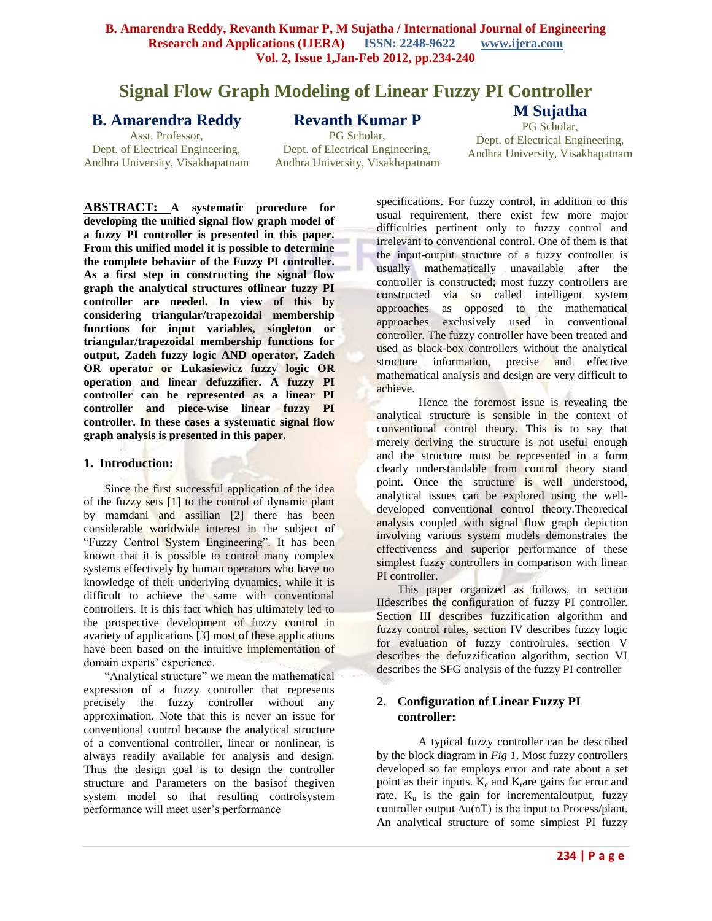# Signal Flow Graph Modeling of Linear Fuzzy PI Controller

**B. Amarendra Reddy**
Asst. Professor,
Dept. of Electrical Engineering,
Andhra University, Visakhapatnam

**Revanth Kumar P**
PG Scholar,
Dept. of Electrical Engineering,
Andhra University, Visakhapatnam

**M Sujatha**
PG Scholar,
Dept. of Electrical Engineering,
Andhra University, Visakhapatnam

**ABSTRACT: A systematic procedure for developing the unified signal flow graph model of a fuzzy PI controller is presented in this paper. From this unified model it is possible to determine the complete behavior of the Fuzzy PI controller. As a first step in constructing the signal flow graph the analytical structures oflinear fuzzy PI controller are needed. In view of this by considering triangular/trapezoidal membership functions for input variables, singleton or triangular/trapezoidal membership functions for output, Zadeh fuzzy logic AND operator, Zadeh OR operator or Lukasiewicz fuzzy logic OR operation and linear defuzzifier. A fuzzy PI controller can be represented as a linear PI controller and piece-wise linear fuzzy PI controller. In these cases a systematic signal flow graph analysis is presented in this paper.**

## 1. Introduction:

Since the first successful application of the idea of the fuzzy sets [1] to the control of dynamic plant by mamdani and assilian [2] there has been considerable worldwide interest in the subject of "Fuzzy Control System Engineering". It has been known that it is possible to control many complex systems effectively by human operators who have no knowledge of their underlying dynamics, while it is difficult to achieve the same with conventional controllers. It is this fact which has ultimately led to the prospective development of fuzzy control in avariety of applications [3] most of these applications have been based on the intuitive implementation of domain experts' experience.

"Analytical structure" we mean the mathematical expression of a fuzzy controller that represents precisely the fuzzy controller without any approximation. Note that this is never an issue for conventional control because the analytical structure of a conventional controller, linear or nonlinear, is always readily available for analysis and design. Thus the design goal is to design the controller structure and Parameters on the basisof thegiven system model so that resulting controlsystem performance will meet user's performance specifications. For fuzzy control, in addition to this usual requirement, there exist few more major difficulties pertinent only to fuzzy control and irrelevant to conventional control. One of them is that the input-output structure of a fuzzy controller is usually mathematically unavailable after the controller is constructed; most fuzzy controllers are constructed via so called intelligent system approaches as opposed to the mathematical approaches exclusively used in conventional controller. The fuzzy controller have been treated and used as black-box controllers without the analytical structure information, precise and effective mathematical analysis and design are very difficult to achieve.

Hence the foremost issue is revealing the analytical structure is sensible in the context of conventional control theory. This is to say that merely deriving the structure is not useful enough and the structure must be represented in a form clearly understandable from control theory stand point. Once the structure is well understood, analytical issues can be explored using the well-developed conventional control theory.Theoretical analysis coupled with signal flow graph depiction involving various system models demonstrates the effectiveness and superior performance of these simplest fuzzy controllers in comparison with linear PI controller.

This paper organized as follows, in section IIdescribes the configuration of fuzzy PI controller. Section III describes fuzzification algorithm and fuzzy control rules, section IV describes fuzzy logic for evaluation of fuzzy controlrules, section V describes the defuzzification algorithm, section VI describes the SFG analysis of the fuzzy PI controller

## 2. Configuration of Linear Fuzzy PI controller:

A typical fuzzy controller can be described by the block diagram in *Fig 1*. Most fuzzy controllers developed so far employs error and rate about a set point as their inputs. $K_e$ and $K_r$are gains for error and rate. $K_u$ is the gain for incrementaloutput, fuzzy controller output $\Delta u(nT)$ is the input to Process/plant. An analytical structure of some simplest PI fuzzy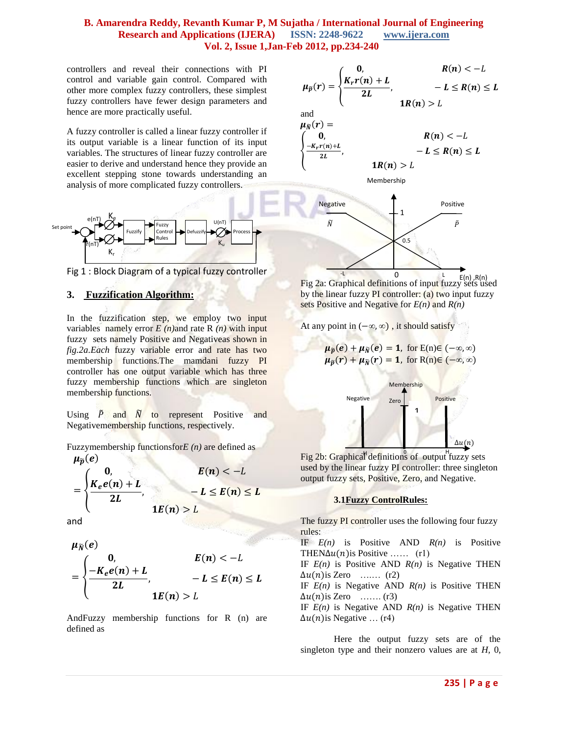controllers and reveal their connections with PI control and variable gain control. Compared with other more complex fuzzy controllers, these simplest fuzzy controllers have fewer design parameters and hence are more practically useful.

A fuzzy controller is called a linear fuzzy controller if its output variable is a linear function of its input variables. The structures of linear fuzzy controller are easier to derive and understand hence they provide an excellent stepping stone towards understanding an analysis of more complicated fuzzy controllers.

Fig 1 : Block Diagram of a typical fuzzy controller

## 3. Fuzzification Algorithm:

In the fuzzification step, we employ two input variables namely error *E (n)*and rate R *(n)* with input fuzzy sets namely Positive and Negativeas shown in *fig.2a.Each* fuzzy variable error and rate has two membership functions.The mamdani fuzzy PI controller has one output variable which has three fuzzy membership functions which are singleton membership functions.

Using $\tilde{P}$ and $\tilde{N}$ to represent Positive and Negativemembership functions, respectively.

Fuzzymembership functionsfor*E (n)* are defined as

$$\mu_{\tilde{P}}(e) = \begin{cases} 0, & E(n) < -L \\ \dfrac{K_e e(n) + L}{2L}, & -L \le E(n) \le L \\ 1 & E(n) > L \end{cases}$$

and

$$\mu_{\tilde{N}}(e) = \begin{cases} 0, & E(n) < -L \\ \dfrac{-K_e e(n) + L}{2L}, & -L \le E(n) \le L \\ 1 & E(n) > L \end{cases}$$

AndFuzzy membership functions for R (n) are defined as

$$\mu_{\tilde{P}}(r) = \begin{cases} 0, & R(n) < -L \\ \dfrac{K_r r(n) + L}{2L}, & -L \le R(n) \le L \\ 1 & R(n) > L \end{cases}$$

and

$$\mu_{\tilde{N}}(r) = \begin{cases} 0, & R(n) < -L \\ \dfrac{-K_r r(n) + L}{2L}, & -L \le R(n) \le L \\ 1 & R(n) > L \end{cases}$$

Fig 2a: Graphical definitions of input fuzzy sets used by the linear fuzzy PI controller: (a) two input fuzzy sets Positive and Negative for *E(n)* and *R(n)*

At any point in $(-\infty, \infty)$ , it should satisfy

$$\mu_{\tilde{P}}(e) + \mu_{\tilde{N}}(e) = 1, \text{ for } E(n) \in (-\infty, \infty)$$
$$\mu_{\tilde{P}}(r) + \mu_{\tilde{N}}(r) = 1, \text{ for } R(n) \in (-\infty, \infty)$$

Fig 2b: Graphical definitions of output fuzzy sets used by the linear fuzzy PI controller: three singleton output fuzzy sets, Positive, Zero, and Negative.

### 3.1 Fuzzy ControlRules:

The fuzzy PI controller uses the following four fuzzy rules:

IF *E(n)* is Positive AND *R(n)* is Positive THEN$\Delta u(n)$is Positive …… (r1)

IF *E(n)* is Positive AND *R(n)* is Negative THEN $\Delta u(n)$is Zero ……. (r2)

IF *E(n)* is Negative AND *R(n)* is Positive THEN $\Delta u(n)$is Zero ……. (r3)

IF *E(n)* is Negative AND *R(n)* is Negative THEN $\Delta u(n)$is Negative … (r4)

Here the output fuzzy sets are of the singleton type and their nonzero values are at *H*, 0,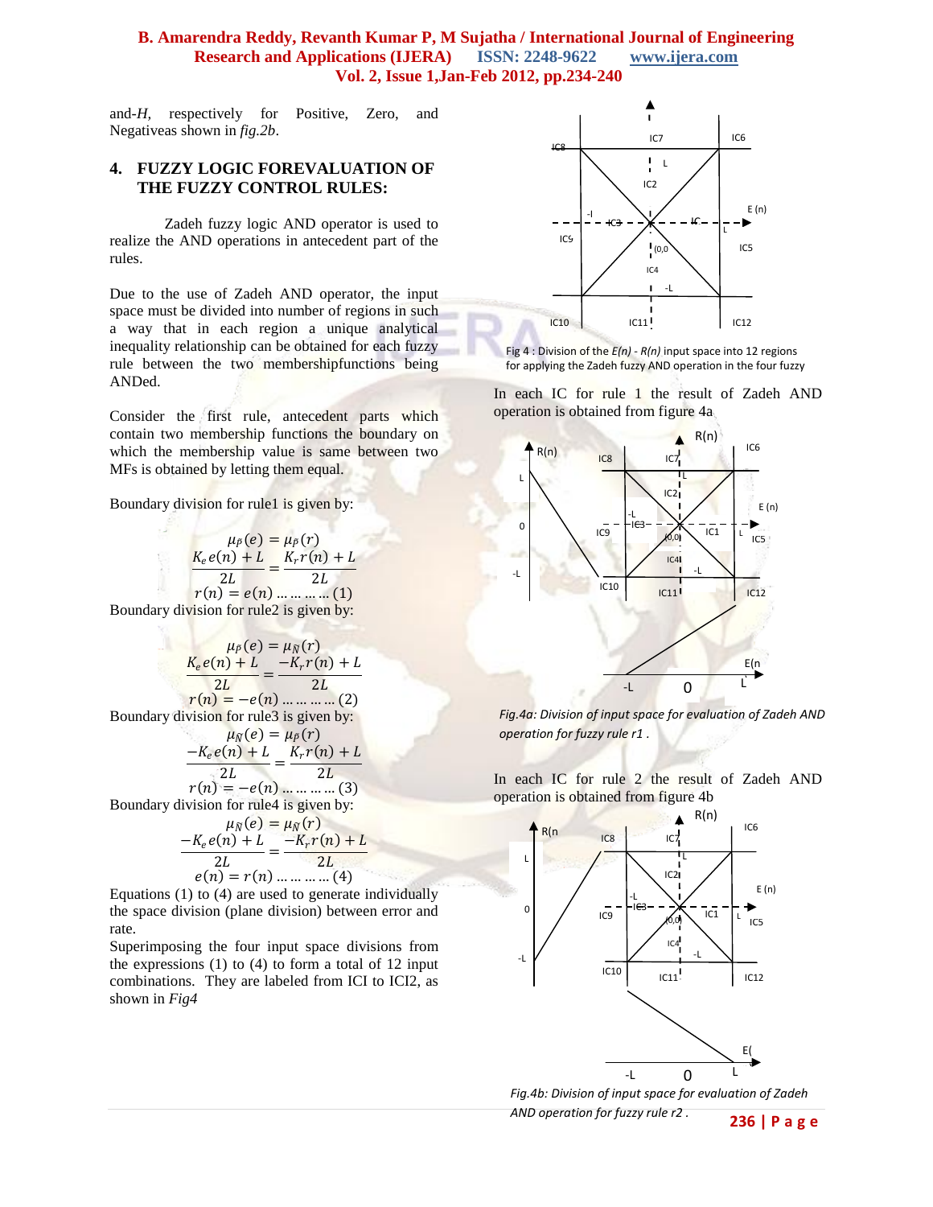and-*H*, respectively for Positive, Zero, and Negativeas shown in *fig.2b*.

## 4. FUZZY LOGIC FOREVALUATION OF THE FUZZY CONTROL RULES:

Zadeh fuzzy logic AND operator is used to realize the AND operations in antecedent part of the rules.

Due to the use of Zadeh AND operator, the input space must be divided into number of regions in such a way that in each region a unique analytical inequality relationship can be obtained for each fuzzy rule between the two membershipfunctions being ANDed.

Consider the first rule, antecedent parts which contain two membership functions the boundary on which the membership value is same between two MFs is obtained by letting them equal.

Boundary division for rule1 is given by:

$$\mu_{\tilde{P}}(e) = \mu_{\tilde{P}}(r)$$
$$\frac{K_e e(n) + L}{2L} = \frac{K_r r(n) + L}{2L}$$
$$r(n) = e(n) \ldots \ldots \ldots (1)$$

Boundary division for rule2 is given by:

$$\mu_{\tilde{P}}(e) = \mu_{\tilde{N}}(r)$$
$$\frac{K_e e(n) + L}{2L} = \frac{-K_r r(n) + L}{2L}$$
$$r(n) = -e(n) \ldots \ldots \ldots (2)$$

Boundary division for rule3 is given by:

$$\mu_{\tilde{N}}(e) = \mu_{\tilde{P}}(r)$$
$$\frac{-K_e e(n) + L}{2L} = \frac{K_r r(n) + L}{2L}$$
$$r(n) = -e(n) \ldots \ldots \ldots (3)$$

Boundary division for rule4 is given by:

$$\mu_{\tilde{N}}(e) = \mu_{\tilde{N}}(r)$$
$$\frac{-K_e e(n) + L}{2L} = \frac{-K_r r(n) + L}{2L}$$
$$e(n) = r(n) \ldots \ldots \ldots (4)$$

Equations (1) to (4) are used to generate individually the space division (plane division) between error and rate.

Superimposing the four input space divisions from the expressions (1) to (4) to form a total of 12 input combinations. They are labeled from ICI to ICI2, as shown in *Fig4*

Fig 4 : Division of the *E(n) - R(n)* input space into 12 regions for applying the Zadeh fuzzy AND operation in the four fuzzy

In each IC for rule 1 the result of Zadeh AND operation is obtained from figure 4a

*Fig.4a: Division of input space for evaluation of Zadeh AND operation for fuzzy rule r1 .*

In each IC for rule 2 the result of Zadeh AND operation is obtained from figure 4b

*Fig.4b: Division of input space for evaluation of Zadeh AND operation for fuzzy rule r2 .*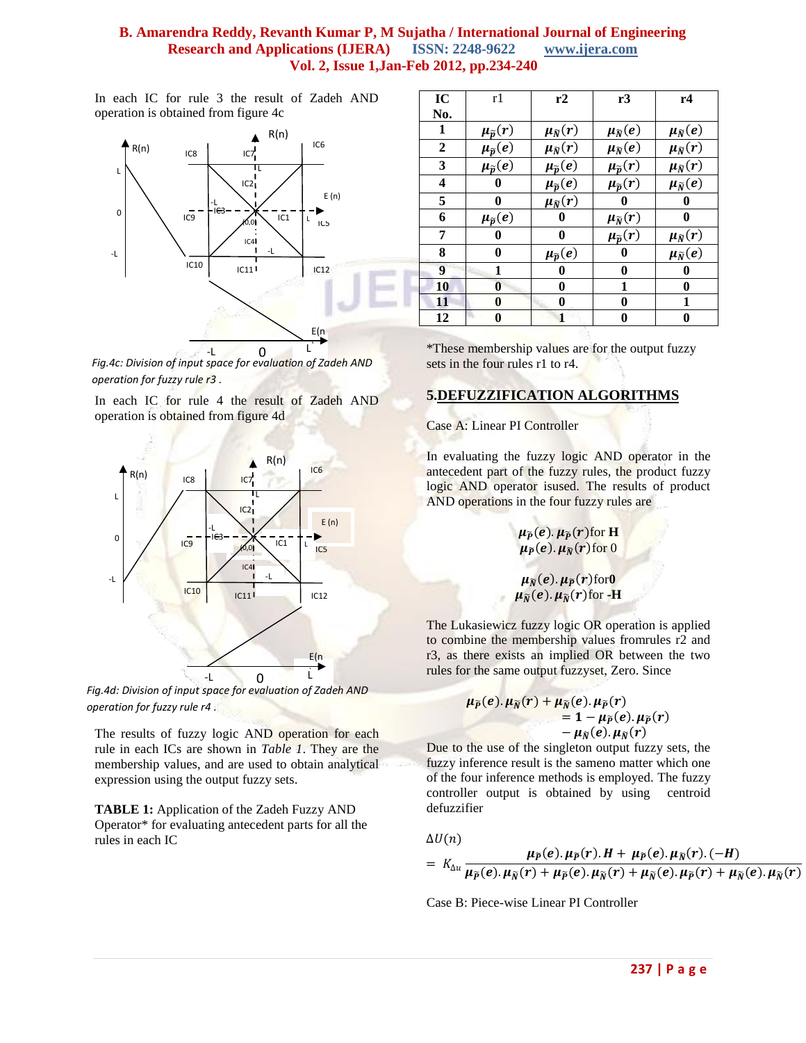In each IC for rule 3 the result of Zadeh AND operation is obtained from figure 4c

Fig.4c: Division of input space for evaluation of Zadeh AND operation for fuzzy rule r3 .

In each IC for rule 4 the result of Zadeh AND operation is obtained from figure 4d

Fig.4d: Division of input space for evaluation of Zadeh AND operation for fuzzy rule r4 .

The results of fuzzy logic AND operation for each rule in each ICs are shown in *Table 1*. They are the membership values, and are used to obtain analytical expression using the output fuzzy sets.

**TABLE 1:** Application of the Zadeh Fuzzy AND Operator* for evaluating antecedent parts for all the rules in each IC

| IC No. | r1 | r2 | r3 | r4 |
|---|---|---|---|---|
| 1 | $\mu_{\tilde{P}}(r)$ | $\mu_{\tilde{N}}(r)$ | $\mu_{\tilde{N}}(e)$ | $\mu_{\tilde{N}}(e)$ |
| 2 | $\mu_{\tilde{P}}(e)$ | $\mu_{\tilde{N}}(r)$ | $\mu_{\tilde{N}}(e)$ | $\mu_{\tilde{N}}(r)$ |
| 3 | $\mu_{\tilde{P}}(e)$ | $\mu_{\tilde{P}}(e)$ | $\mu_{\tilde{P}}(r)$ | $\mu_{\tilde{N}}(r)$ |
| 4 | 0 | $\mu_{\tilde{P}}(e)$ | $\mu_{\tilde{P}}(r)$ | $\mu_{\tilde{N}}(e)$ |
| 5 | 0 | $\mu_{\tilde{N}}(r)$ | 0 | 0 |
| 6 | $\mu_{\tilde{P}}(e)$ | 0 | $\mu_{\tilde{N}}(r)$ | 0 |
| 7 | 0 | 0 | $\mu_{\tilde{P}}(r)$ | $\mu_{\tilde{N}}(r)$ |
| 8 | 0 | $\mu_{\tilde{P}}(e)$ | 0 | $\mu_{\tilde{N}}(e)$ |
| 9 | 1 | 0 | 0 | 0 |
| 10 | 0 | 0 | 1 | 0 |
| 11 | 0 | 0 | 0 | 1 |
| 12 | 0 | 1 | 0 | 0 |

*These membership values are for the output fuzzy sets in the four rules r1 to r4.

## 5.DEFUZZIFICATION ALGORITHMS

Case A: Linear PI Controller

In evaluating the fuzzy logic AND operator in the antecedent part of the fuzzy rules, the product fuzzy logic AND operator isused. The results of product AND operations in the four fuzzy rules are

$$\mu_{\tilde{P}}(e).\mu_{\tilde{P}}(r) \text{ for } \mathbf{H}$$
$$\mu_{\tilde{P}}(e).\mu_{\tilde{N}}(r) \text{ for } 0$$

$$\mu_{\tilde{N}}(e).\mu_{\tilde{P}}(r) \text{ for } \mathbf{0}$$
$$\mu_{\tilde{N}}(e).\mu_{\tilde{N}}(r) \text{ for } \mathbf{-H}$$

The Lukasiewicz fuzzy logic OR operation is applied to combine the membership values fromrules r2 and r3, as there exists an implied OR between the two rules for the same output fuzzyset, Zero. Since

$$\mu_{\tilde{P}}(e).\mu_{\tilde{N}}(r) + \mu_{\tilde{N}}(e).\mu_{\tilde{P}}(r) = \mathbf{1} - \mu_{\tilde{P}}(e).\mu_{\tilde{P}}(r) - \mu_{\tilde{N}}(e).\mu_{\tilde{N}}(r)$$

Due to the use of the singleton output fuzzy sets, the fuzzy inference result is the sameno matter which one of the four inference methods is employed. The fuzzy controller output is obtained by using centroid defuzzifier

$$\Delta U(n) = K_{\Delta u}\frac{\mu_{\tilde{P}}(e).\mu_{\tilde{P}}(r).\boldsymbol{H} + \mu_{\tilde{P}}(e).\mu_{\tilde{N}}(r).(-\boldsymbol{H})}{\mu_{\tilde{P}}(e).\mu_{\tilde{N}}(r) + \mu_{\tilde{P}}(e).\mu_{\tilde{N}}(r) + \mu_{\tilde{N}}(e).\mu_{\tilde{P}}(r) + \mu_{\tilde{N}}(e).\mu_{\tilde{N}}(r)}$$

Case B: Piece-wise Linear PI Controller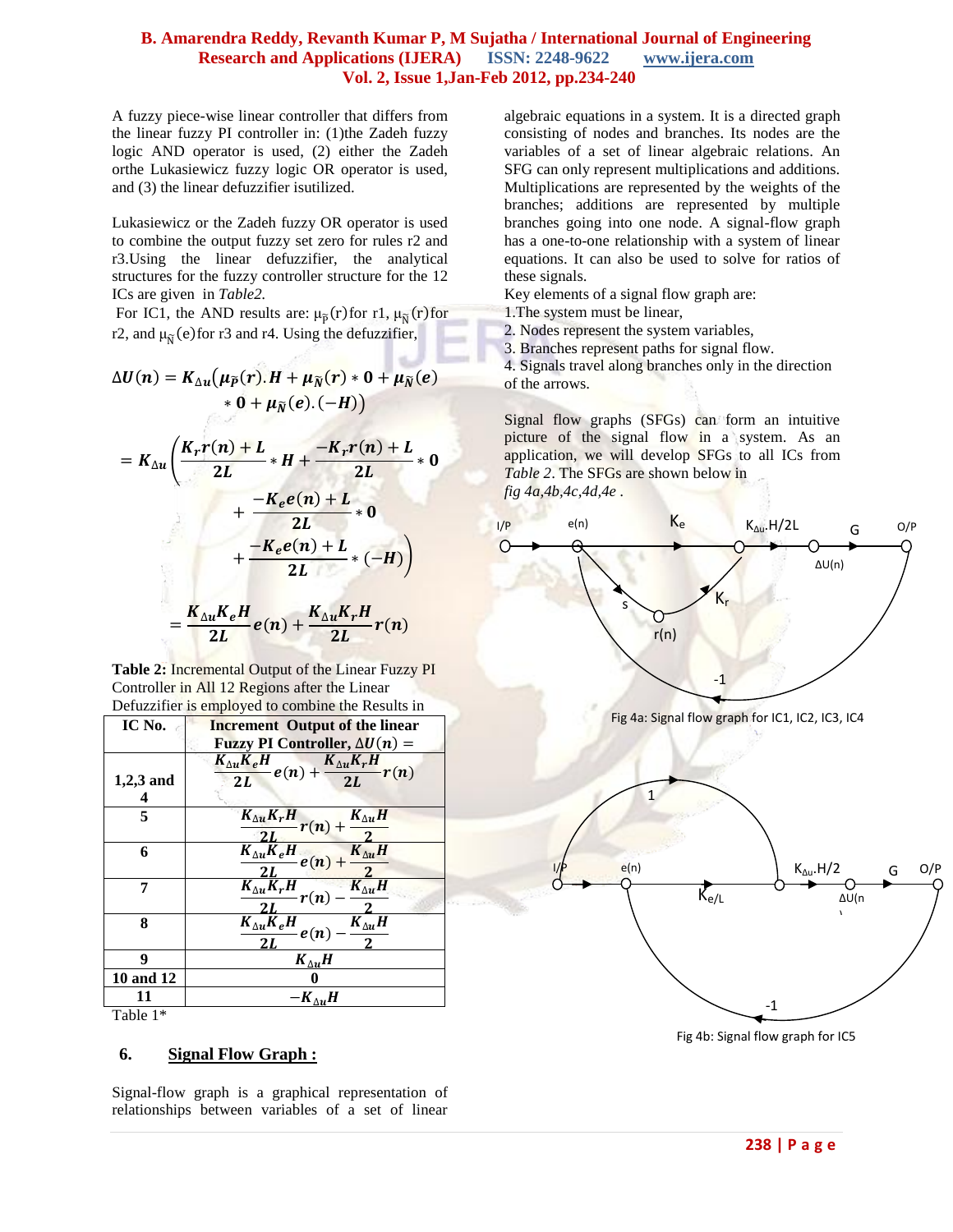A fuzzy piece-wise linear controller that differs from the linear fuzzy PI controller in: (1)the Zadeh fuzzy logic AND operator is used, (2) either the Zadeh orthe Lukasiewicz fuzzy logic OR operator is used, and (3) the linear defuzzifier isutilized.

Lukasiewicz or the Zadeh fuzzy OR operator is used to combine the output fuzzy set zero for rules r2 and r3.Using the linear defuzzifier, the analytical structures for the fuzzy controller structure for the 12 ICs are given in *Table2.*

For IC1, the AND results are: $\mu_{\tilde{P}}(r)$ for r1, $\mu_{\tilde{N}}(r)$ for r2, and $\mu_{\tilde{N}}(e)$ for r3 and r4. Using the defuzzifier,

$$\Delta U(n) = K_{\Delta u}\big(\mu_{\tilde{P}}(r).H + \mu_{\tilde{N}}(r) * 0 + \mu_{\tilde{N}}(e) * 0 + \mu_{\tilde{N}}(e).(-H)\big)$$

$$= K_{\Delta u}\left(\frac{K_r r(n) + L}{2L} * H + \frac{-K_r r(n) + L}{2L} * 0 + \frac{-K_e e(n) + L}{2L} * 0 + \frac{-K_e e(n) + L}{2L} * (-H)\right)$$

$$= \frac{K_{\Delta u} K_e H}{2L} e(n) + \frac{K_{\Delta u} K_r H}{2L} r(n)$$

**Table 2:** Incremental Output of the Linear Fuzzy PI Controller in All 12 Regions after the Linear Defuzzifier is employed to combine the Results in

| IC No. | Increment Output of the linear Fuzzy PI Controller, $\Delta U(n) =$ |
|---|---|
| 1,2,3 and 4 | $\frac{K_{\Delta u} K_e H}{2L} e(n) + \frac{K_{\Delta u} K_r H}{2L} r(n)$ |
| 5 | $\frac{K_{\Delta u} K_r H}{2L} r(n) + \frac{K_{\Delta u} H}{2}$ |
| 6 | $\frac{K_{\Delta u} K_e H}{2L} e(n) + \frac{K_{\Delta u} H}{2}$ |
| 7 | $\frac{K_{\Delta u} K_r H}{2L} r(n) - \frac{K_{\Delta u} H}{2}$ |
| 8 | $\frac{K_{\Delta u} K_e H}{2L} e(n) - \frac{K_{\Delta u} H}{2}$ |
| 9 | $K_{\Delta u} H$ |
| 10 and 12 | 0 |
| 11 | $-K_{\Delta u} H$ |

Table 1*

## 6. Signal Flow Graph :

Signal-flow graph is a graphical representation of relationships between variables of a set of linear algebraic equations in a system. It is a directed graph consisting of nodes and branches. Its nodes are the variables of a set of linear algebraic relations. An SFG can only represent multiplications and additions. Multiplications are represented by the weights of the branches; additions are represented by multiple branches going into one node. A signal-flow graph has a one-to-one relationship with a system of linear equations. It can also be used to solve for ratios of these signals.

Key elements of a signal flow graph are:

1.The system must be linear,
2. Nodes represent the system variables,
3. Branches represent paths for signal flow.
4. Signals travel along branches only in the direction of the arrows.

Signal flow graphs (SFGs) can form an intuitive picture of the signal flow in a system. As an application, we will develop SFGs to all ICs from *Table 2*. The SFGs are shown below in *fig 4a,4b,4c,4d,4e* .

Fig 4a: Signal flow graph for IC1, IC2, IC3, IC4

Fig 4b: Signal flow graph for IC5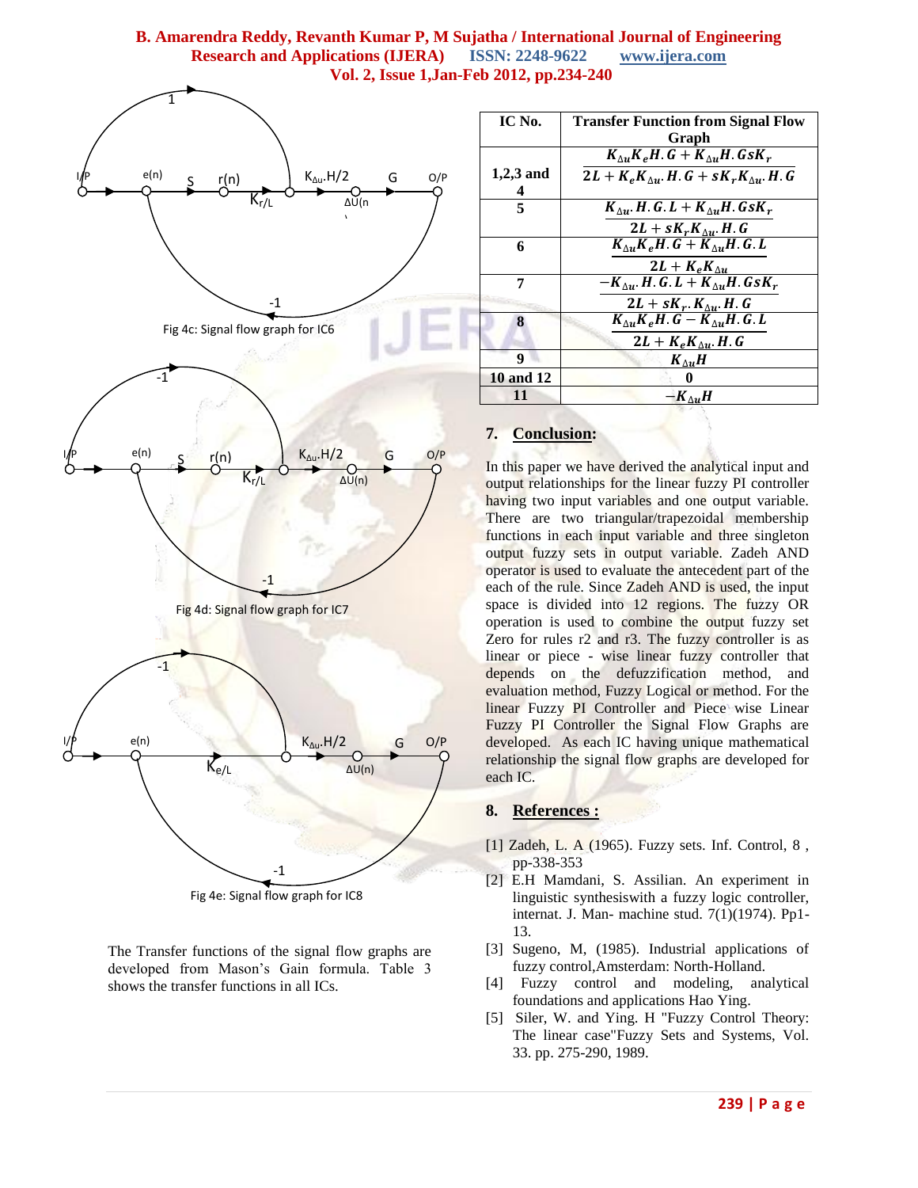Fig 4c: Signal flow graph for IC6

Fig 4d: Signal flow graph for IC7

Fig 4e: Signal flow graph for IC8

The Transfer functions of the signal flow graphs are developed from Mason's Gain formula. Table 3 shows the transfer functions in all ICs.

| IC No. | Transfer Function from Signal Flow Graph |
|---|---|
| 1,2,3 and 4 | $\frac{K_{\Delta u}K_e H.G + K_{\Delta u}H.GsK_r}{2L + K_e K_{\Delta u}.H.G + sK_r K_{\Delta u}.H.G}$ |
| 5 | $\frac{K_{\Delta u}.H.G.L + K_{\Delta u}H.GsK_r}{2L + sK_r K_{\Delta u}.H.G}$ |
| 6 | $\frac{K_{\Delta u}K_e H.G + K_{\Delta u}H.G.L}{2L + K_e K_{\Delta u}}$ |
| 7 | $\frac{-K_{\Delta u}.H.G.L + K_{\Delta u}H.GsK_r}{2L + sK_r.K_{\Delta u}.H.G}$ |
| 8 | $\frac{K_{\Delta u}K_e H.G - K_{\Delta u}H.G.L}{2L + K_e K_{\Delta u}.H.G}$ |
| 9 | $K_{\Delta u}H$ |
| 10 and 12 | 0 |
| 11 | $-K_{\Delta u}H$ |

## 7. Conclusion:

In this paper we have derived the analytical input and output relationships for the linear fuzzy PI controller having two input variables and one output variable. There are two triangular/trapezoidal membership functions in each input variable and three singleton output fuzzy sets in output variable. Zadeh AND operator is used to evaluate the antecedent part of the each of the rule. Since Zadeh AND is used, the input space is divided into 12 regions. The fuzzy OR operation is used to combine the output fuzzy set Zero for rules r2 and r3. The fuzzy controller is as linear or piece - wise linear fuzzy controller that depends on the defuzzification method, and evaluation method, Fuzzy Logical or method. For the linear Fuzzy PI Controller and Piece wise Linear Fuzzy PI Controller the Signal Flow Graphs are developed. As each IC having unique mathematical relationship the signal flow graphs are developed for each IC.

## 8. References :

[1] Zadeh, L. A (1965). Fuzzy sets. Inf. Control, 8 , pp-338-353

[2] E.H Mamdani, S. Assilian. An experiment in linguistic synthesiswith a fuzzy logic controller, internat. J. Man- machine stud. 7(1)(1974). Pp1-13.

[3] Sugeno, M, (1985). Industrial applications of fuzzy control,Amsterdam: North-Holland.

[4] Fuzzy control and modeling, analytical foundations and applications Hao Ying.

[5] Siler, W. and Ying. H "Fuzzy Control Theory: The linear case"Fuzzy Sets and Systems, Vol. 33. pp. 275-290, 1989.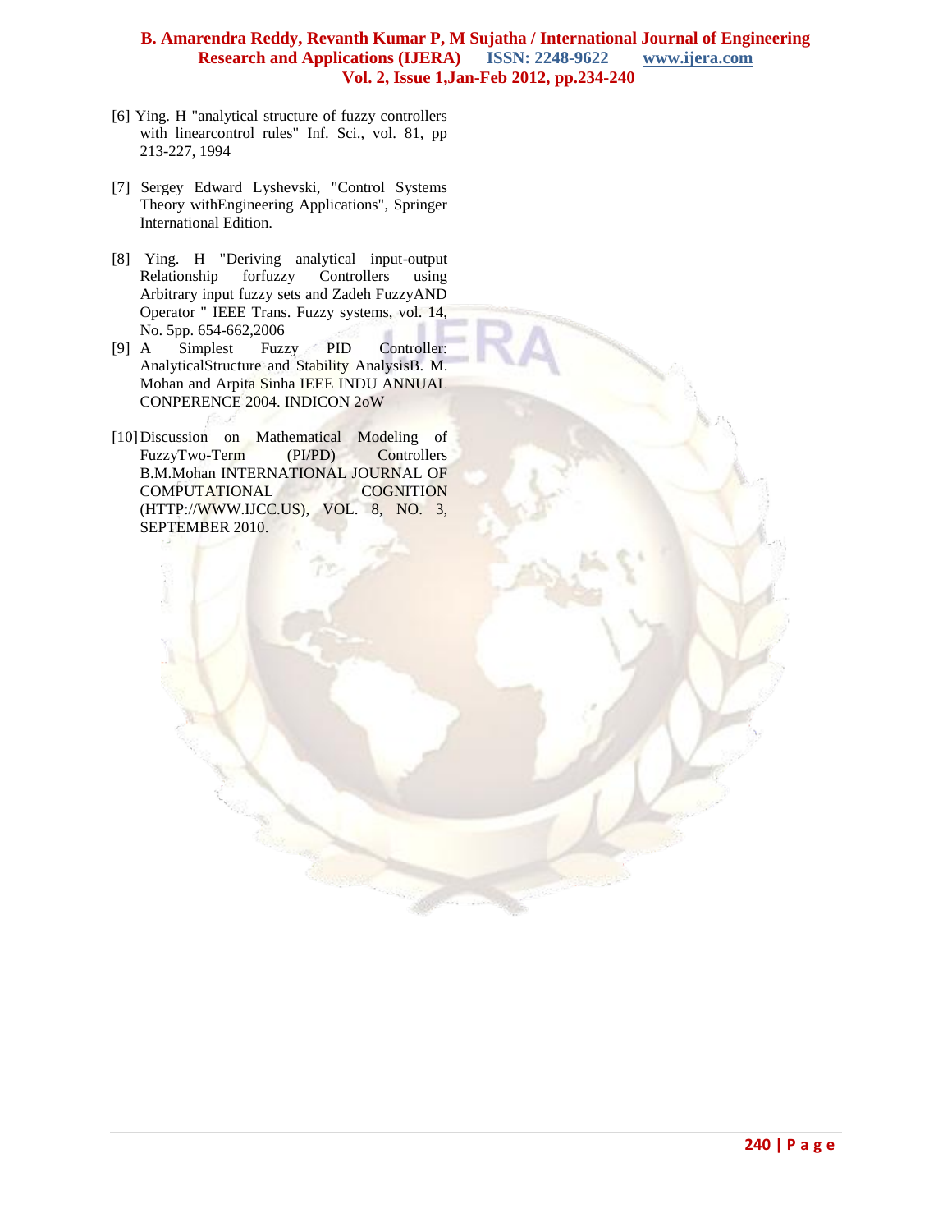[6] Ying. H "analytical structure of fuzzy controllers with linearcontrol rules" Inf. Sci., vol. 81, pp 213-227, 1994

[7] Sergey Edward Lyshevski, "Control Systems Theory withEngineering Applications", Springer International Edition.

[8] Ying. H "Deriving analytical input-output Relationship forfuzzy Controllers using Arbitrary input fuzzy sets and Zadeh FuzzyAND Operator " IEEE Trans. Fuzzy systems, vol. 14, No. 5pp. 654-662,2006

[9] A Simplest Fuzzy PID Controller: AnalyticalStructure and Stability AnalysisB. M. Mohan and Arpita Sinha IEEE INDU ANNUAL CONPERENCE 2004. INDICON 2oW

[10] Discussion on Mathematical Modeling of FuzzyTwo-Term (PI/PD) Controllers B.M.Mohan INTERNATIONAL JOURNAL OF COMPUTATIONAL COGNITION (HTTP://WWW.IJCC.US), VOL. 8, NO. 3, SEPTEMBER 2010.